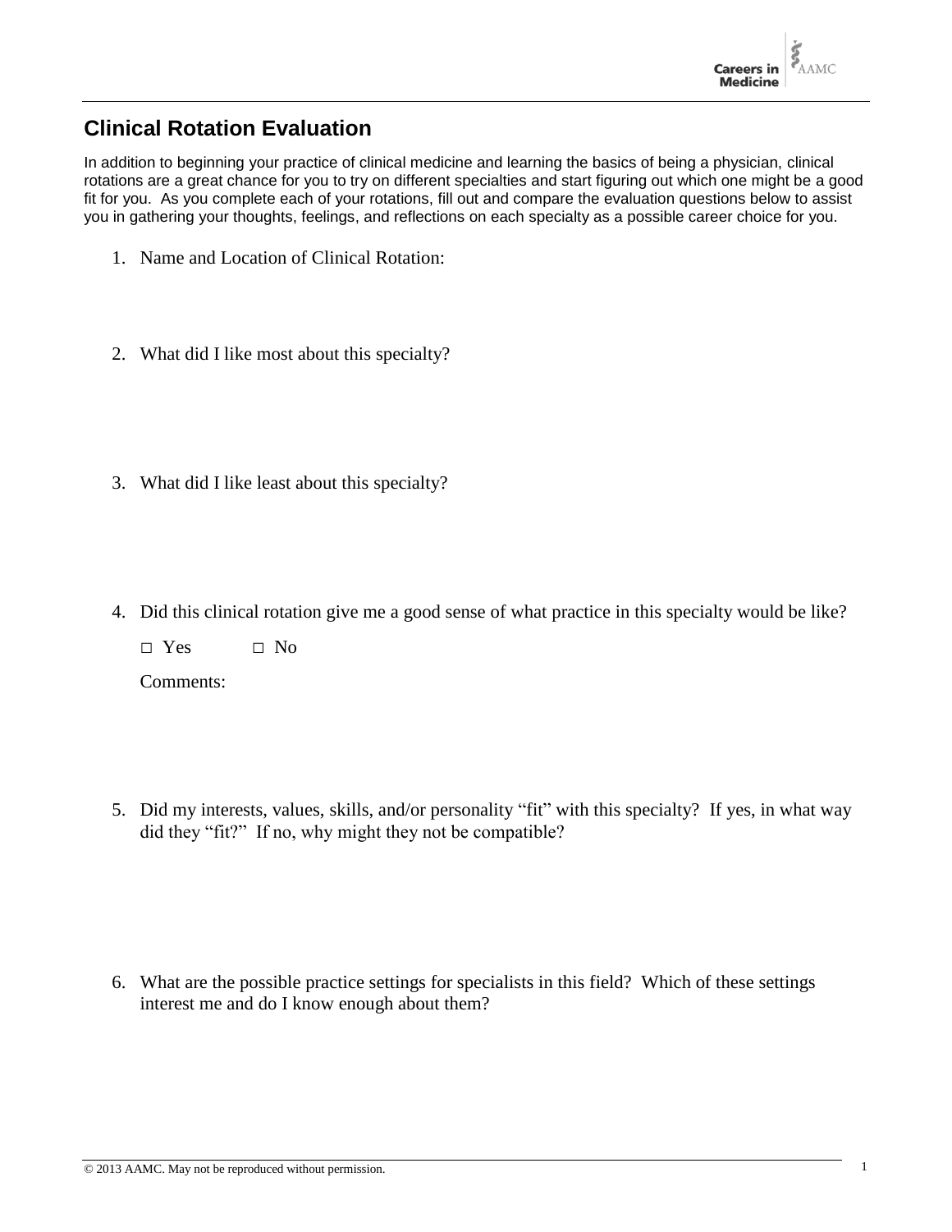# Clinical Rotation Evaluation

In addition to beginning your practice of clinical medicine and learning the basics of being a physician, clinical rotations are a great chance for you to try on different specialties and start figuring out which one might be a good fit for you. As you complete each of your rotations, fill out and compare the evaluation questions below to assist you in gathering your thoughts, feelings, and reflections on each specialty as a possible career choice for you.

1. Name and Location of Clinical Rotation:

2. What did I like most about this specialty?

3. What did I like least about this specialty?

4. Did this clinical rotation give me a good sense of what practice in this specialty would be like?

   □ Yes □ No

   Comments:

5. Did my interests, values, skills, and/or personality "fit" with this specialty? If yes, in what way did they "fit?" If no, why might they not be compatible?

6. What are the possible practice settings for specialists in this field? Which of these settings interest me and do I know enough about them?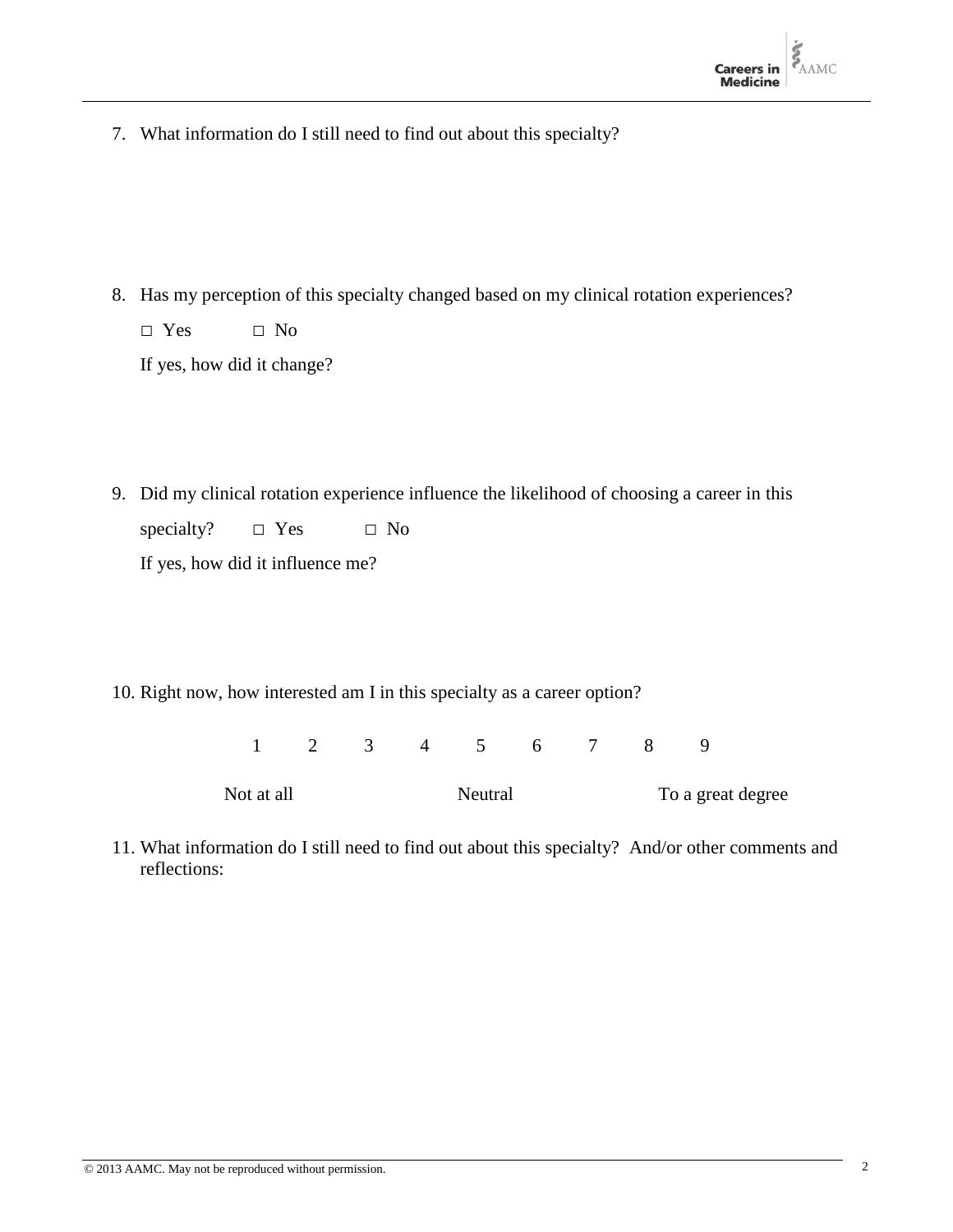7. What information do I still need to find out about this specialty?

8. Has my perception of this specialty changed based on my clinical rotation experiences?

   □ Yes □ No

   If yes, how did it change?

9. Did my clinical rotation experience influence the likelihood of choosing a career in this specialty? □ Yes □ No

   If yes, how did it influence me?

10. Right now, how interested am I in this specialty as a career option?

| 1 | 2 | 3 | 4 | 5 | 6 | 7 | 8 | 9 |
|---|---|---|---|---|---|---|---|---|
| Not at all | | | | Neutral | | | | To a great degree |

11. What information do I still need to find out about this specialty? And/or other comments and reflections:

© 2013 AAMC. May not be reproduced without permission.